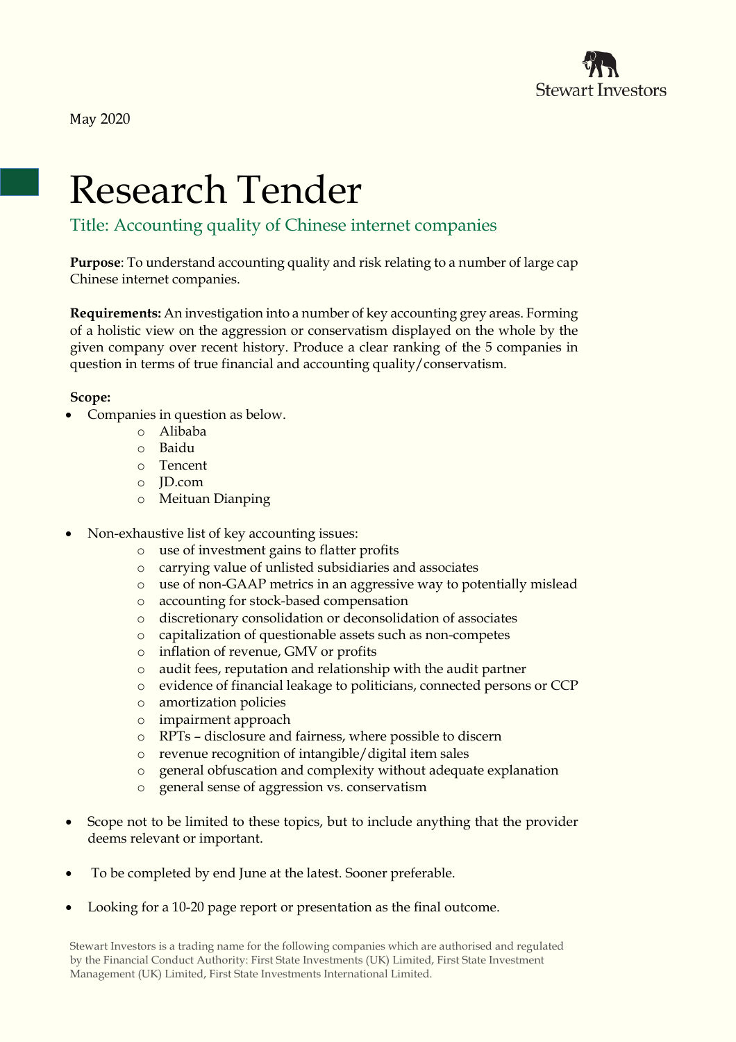May 2020

# Research Tender

## Title: Accounting quality of Chinese internet companies

**Purpose**: To understand accounting quality and risk relating to a number of large cap Chinese internet companies.

**Requirements:** An investigation into a number of key accounting grey areas. Forming of a holistic view on the aggression or conservatism displayed on the whole by the given company over recent history. Produce a clear ranking of the 5 companies in question in terms of true financial and accounting quality/conservatism.

**Scope:**

- Companies in question as below.
  - Alibaba
  - Baidu
  - Tencent
  - JD.com
  - Meituan Dianping
- Non-exhaustive list of key accounting issues:
  - use of investment gains to flatter profits
  - carrying value of unlisted subsidiaries and associates
  - use of non-GAAP metrics in an aggressive way to potentially mislead
  - accounting for stock-based compensation
  - discretionary consolidation or deconsolidation of associates
  - capitalization of questionable assets such as non-competes
  - inflation of revenue, GMV or profits
  - audit fees, reputation and relationship with the audit partner
  - evidence of financial leakage to politicians, connected persons or CCP
  - amortization policies
  - impairment approach
  - RPTs – disclosure and fairness, where possible to discern
  - revenue recognition of intangible/digital item sales
  - general obfuscation and complexity without adequate explanation
  - general sense of aggression vs. conservatism
- Scope not to be limited to these topics, but to include anything that the provider deems relevant or important.
- To be completed by end June at the latest. Sooner preferable.
- Looking for a 10-20 page report or presentation as the final outcome.

Stewart Investors is a trading name for the following companies which are authorised and regulated by the Financial Conduct Authority: First State Investments (UK) Limited, First State Investment Management (UK) Limited, First State Investments International Limited.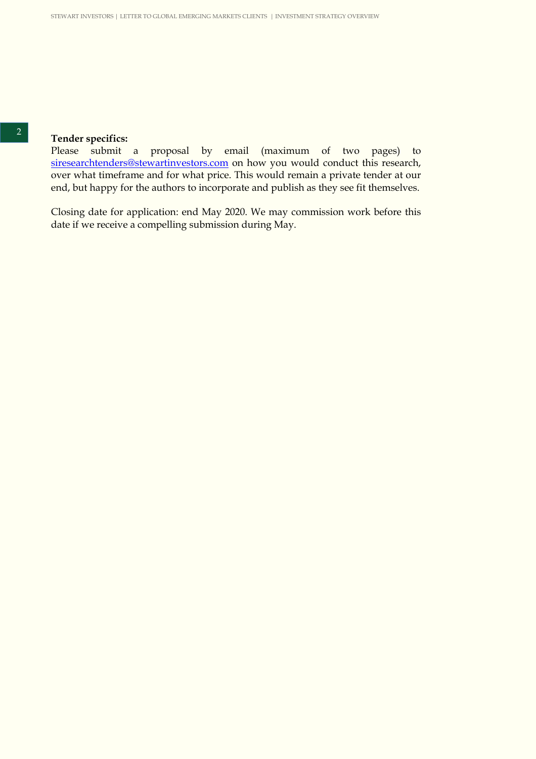**Tender specifics:**
Please submit a proposal by email (maximum of two pages) to siresearchtenders@stewartinvestors.com on how you would conduct this research, over what timeframe and for what price. This would remain a private tender at our end, but happy for the authors to incorporate and publish as they see fit themselves.

Closing date for application: end May 2020. We may commission work before this date if we receive a compelling submission during May.